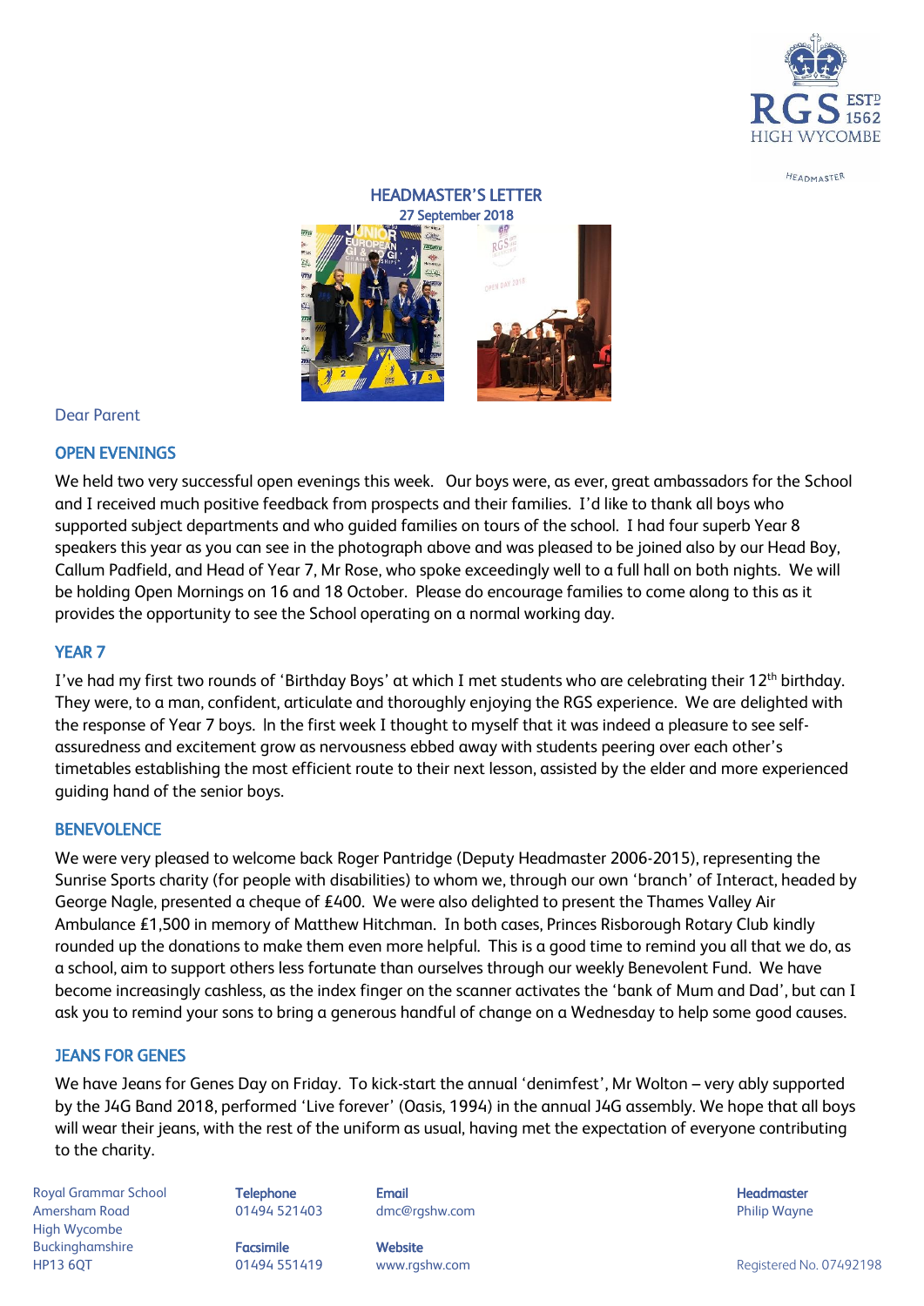# HEADMASTER'S LETTER

**27 September 2018**

Dear Parent

## OPEN EVENINGS

We held two very successful open evenings this week. Our boys were, as ever, great ambassadors for the School and I received much positive feedback from prospects and their families. I'd like to thank all boys who supported subject departments and who guided families on tours of the school. I had four superb Year 8 speakers this year as you can see in the photograph above and was pleased to be joined also by our Head Boy, Callum Padfield, and Head of Year 7, Mr Rose, who spoke exceedingly well to a full hall on both nights. We will be holding Open Mornings on 16 and 18 October. Please do encourage families to come along to this as it provides the opportunity to see the School operating on a normal working day.

## YEAR 7

I've had my first two rounds of 'Birthday Boys' at which I met students who are celebrating their 12th birthday. They were, to a man, confident, articulate and thoroughly enjoying the RGS experience. We are delighted with the response of Year 7 boys. In the first week I thought to myself that it was indeed a pleasure to see self-assuredness and excitement grow as nervousness ebbed away with students peering over each other's timetables establishing the most efficient route to their next lesson, assisted by the elder and more experienced guiding hand of the senior boys.

## BENEVOLENCE

We were very pleased to welcome back Roger Pantridge (Deputy Headmaster 2006-2015), representing the Sunrise Sports charity (for people with disabilities) to whom we, through our own 'branch' of Interact, headed by George Nagle, presented a cheque of £400. We were also delighted to present the Thames Valley Air Ambulance £1,500 in memory of Matthew Hitchman. In both cases, Princes Risborough Rotary Club kindly rounded up the donations to make them even more helpful. This is a good time to remind you all that we do, as a school, aim to support others less fortunate than ourselves through our weekly Benevolent Fund. We have become increasingly cashless, as the index finger on the scanner activates the 'bank of Mum and Dad', but can I ask you to remind your sons to bring a generous handful of change on a Wednesday to help some good causes.

## JEANS FOR GENES

We have Jeans for Genes Day on Friday. To kick-start the annual 'denimfest', Mr Wolton – very ably supported by the J4G Band 2018, performed 'Live forever' (Oasis, 1994) in the annual J4G assembly. We hope that all boys will wear their jeans, with the rest of the uniform as usual, having met the expectation of everyone contributing to the charity.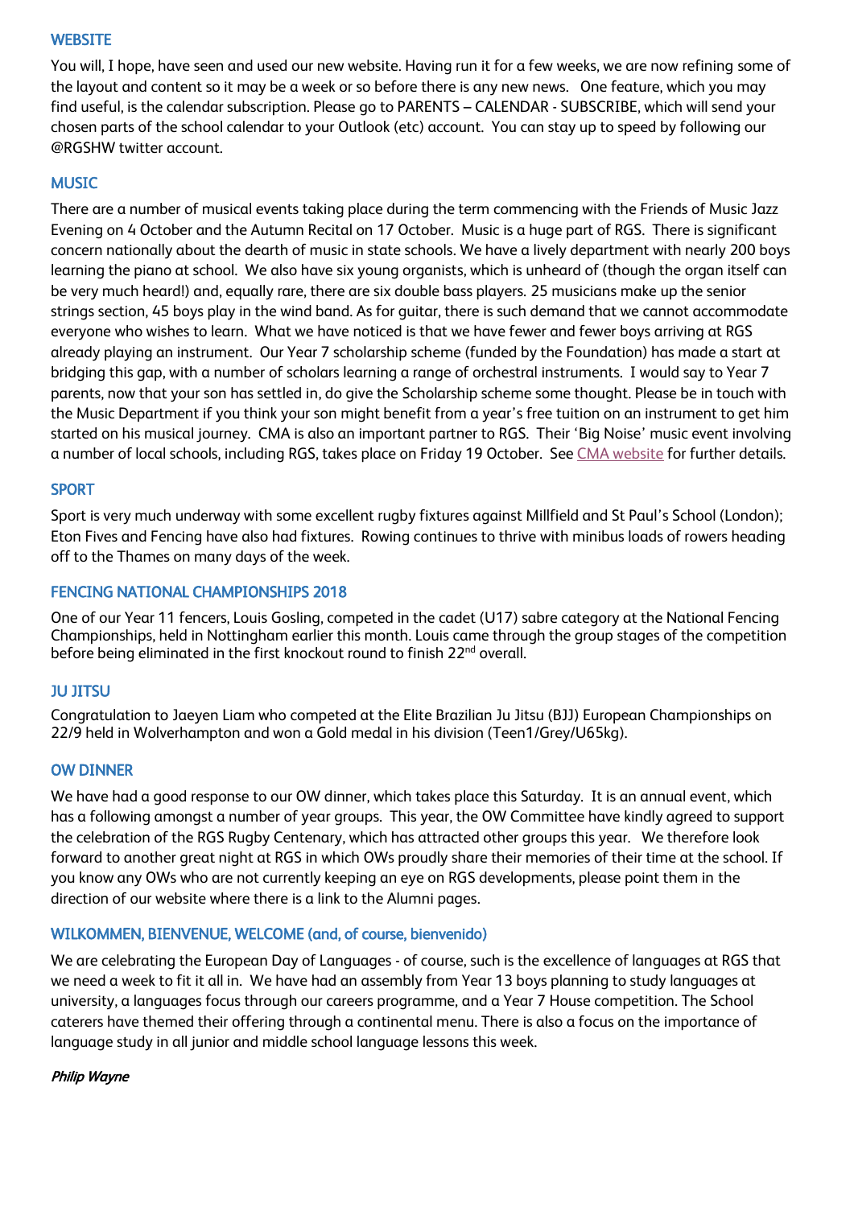## WEBSITE

You will, I hope, have seen and used our new website. Having run it for a few weeks, we are now refining some of the layout and content so it may be a week or so before there is any new news. One feature, which you may find useful, is the calendar subscription. Please go to PARENTS – CALENDAR - SUBSCRIBE, which will send your chosen parts of the school calendar to your Outlook (etc) account. You can stay up to speed by following our @RGSHW twitter account.

## MUSIC

There are a number of musical events taking place during the term commencing with the Friends of Music Jazz Evening on 4 October and the Autumn Recital on 17 October. Music is a huge part of RGS. There is significant concern nationally about the dearth of music in state schools. We have a lively department with nearly 200 boys learning the piano at school. We also have six young organists, which is unheard of (though the organ itself can be very much heard!) and, equally rare, there are six double bass players. 25 musicians make up the senior strings section, 45 boys play in the wind band. As for guitar, there is such demand that we cannot accommodate everyone who wishes to learn. What we have noticed is that we have fewer and fewer boys arriving at RGS already playing an instrument. Our Year 7 scholarship scheme (funded by the Foundation) has made a start at bridging this gap, with a number of scholars learning a range of orchestral instruments. I would say to Year 7 parents, now that your son has settled in, do give the Scholarship scheme some thought. Please be in touch with the Music Department if you think your son might benefit from a year's free tuition on an instrument to get him started on his musical journey. CMA is also an important partner to RGS. Their 'Big Noise' music event involving a number of local schools, including RGS, takes place on Friday 19 October. See CMA website for further details.

## SPORT

Sport is very much underway with some excellent rugby fixtures against Millfield and St Paul's School (London); Eton Fives and Fencing have also had fixtures. Rowing continues to thrive with minibus loads of rowers heading off to the Thames on many days of the week.

## FENCING NATIONAL CHAMPIONSHIPS 2018

One of our Year 11 fencers, Louis Gosling, competed in the cadet (U17) sabre category at the National Fencing Championships, held in Nottingham earlier this month. Louis came through the group stages of the competition before being eliminated in the first knockout round to finish 22nd overall.

## JU JITSU

Congratulation to Jaeyen Liam who competed at the Elite Brazilian Ju Jitsu (BJJ) European Championships on 22/9 held in Wolverhampton and won a Gold medal in his division (Teen1/Grey/U65kg).

## OW DINNER

We have had a good response to our OW dinner, which takes place this Saturday. It is an annual event, which has a following amongst a number of year groups. This year, the OW Committee have kindly agreed to support the celebration of the RGS Rugby Centenary, which has attracted other groups this year. We therefore look forward to another great night at RGS in which OWs proudly share their memories of their time at the school. If you know any OWs who are not currently keeping an eye on RGS developments, please point them in the direction of our website where there is a link to the Alumni pages.

## WILKOMMEN, BIENVENUE, WELCOME (and, of course, bienvenido)

We are celebrating the European Day of Languages - of course, such is the excellence of languages at RGS that we need a week to fit it all in. We have had an assembly from Year 13 boys planning to study languages at university, a languages focus through our careers programme, and a Year 7 House competition. The School caterers have themed their offering through a continental menu. There is also a focus on the importance of language study in all junior and middle school language lessons this week.

***Philip Wayne***